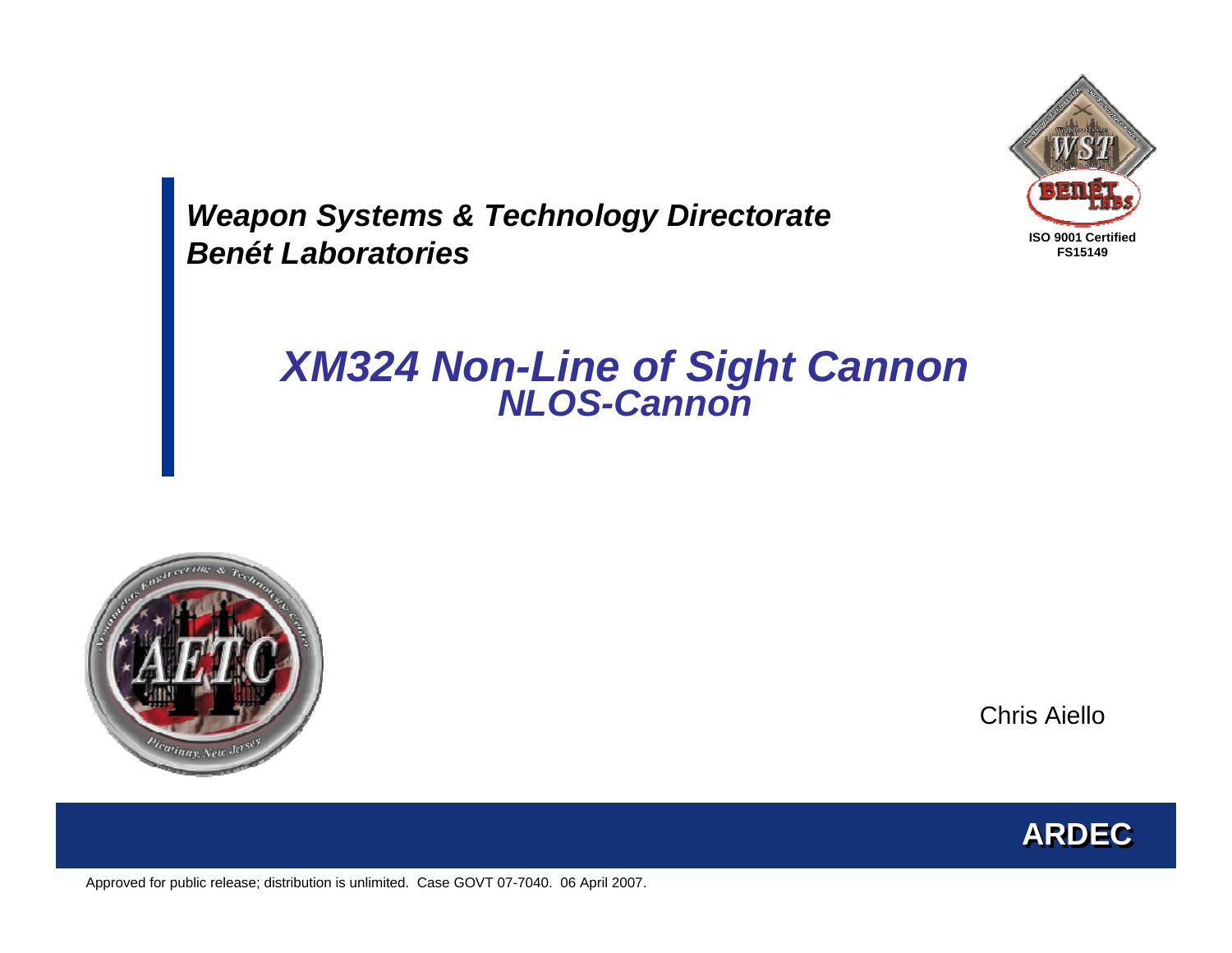***Weapon Systems & Technology Directorate***
***Benét Laboratories***

ISO 9001 Certified
FS15149

# *XM324 Non-Line of Sight Cannon*
## *NLOS-Cannon*

Chris Aiello

**ARDEC**

Approved for public release; distribution is unlimited. Case GOVT 07-7040. 06 April 2007.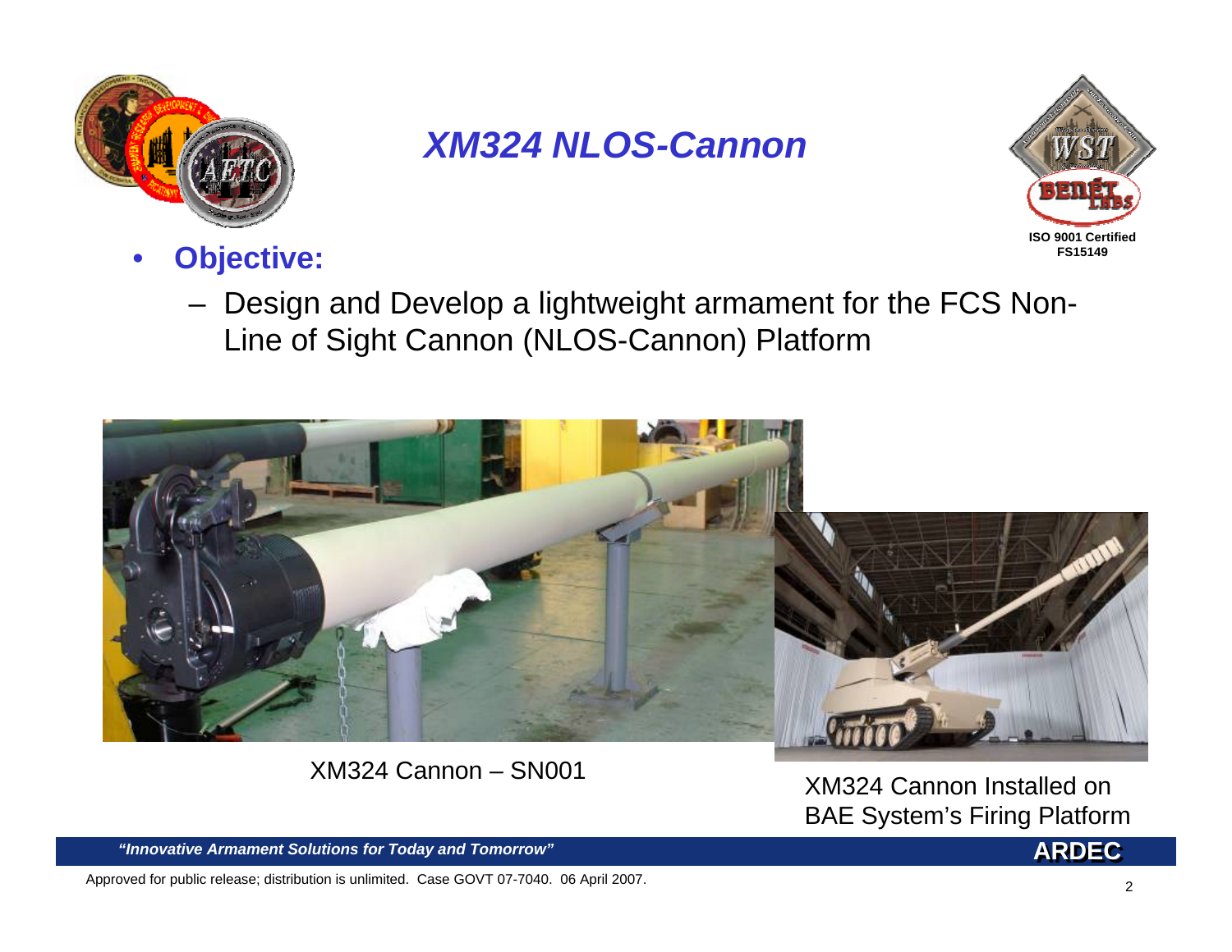# XM324 NLOS-Cannon

- **Objective:**
  - Design and Develop a lightweight armament for the FCS Non-Line of Sight Cannon (NLOS-Cannon) Platform

XM324 Cannon – SN001

XM324 Cannon Installed on BAE System's Firing Platform

*"Innovative Armament Solutions for Today and Tomorrow"*

**ARDEC**

Approved for public release; distribution is unlimited. Case GOVT 07-7040. 06 April 2007.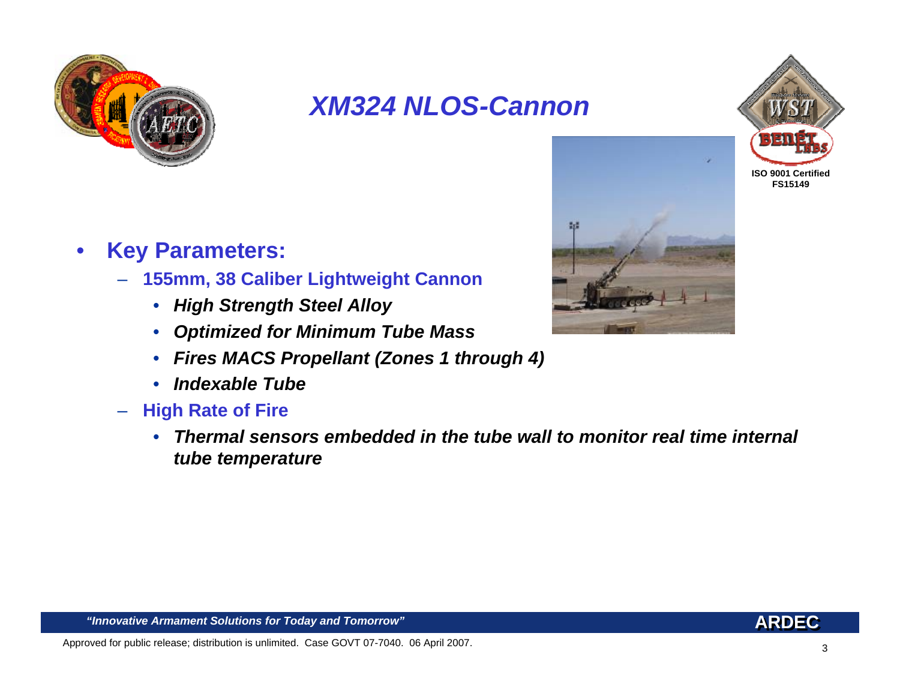# XM324 NLOS-Cannon

ISO 9001 Certified
FS15149

- **Key Parameters:**
  - **155mm, 38 Caliber Lightweight Cannon**
    - ***High Strength Steel Alloy***
    - ***Optimized for Minimum Tube Mass***
    - ***Fires MACS Propellant (Zones 1 through 4)***
    - ***Indexable Tube***
  - **High Rate of Fire**
    - ***Thermal sensors embedded in the tube wall to monitor real time internal tube temperature***

*"Innovative Armament Solutions for Today and Tomorrow"* **ARDEC**

Approved for public release; distribution is unlimited. Case GOVT 07-7040. 06 April 2007.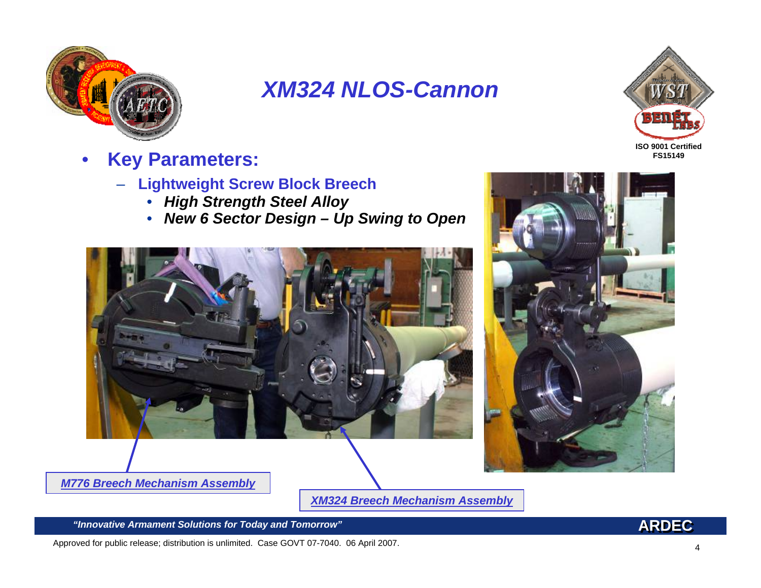# XM324 NLOS-Cannon

- **Key Parameters:**
  - **Lightweight Screw Block Breech**
    - ***High Strength Steel Alloy***
    - ***New 6 Sector Design – Up Swing to Open***

***M776 Breech Mechanism Assembly***

***XM324 Breech Mechanism Assembly***

*"Innovative Armament Solutions for Today and Tomorrow"*

Approved for public release; distribution is unlimited. Case GOVT 07-7040. 06 April 2007.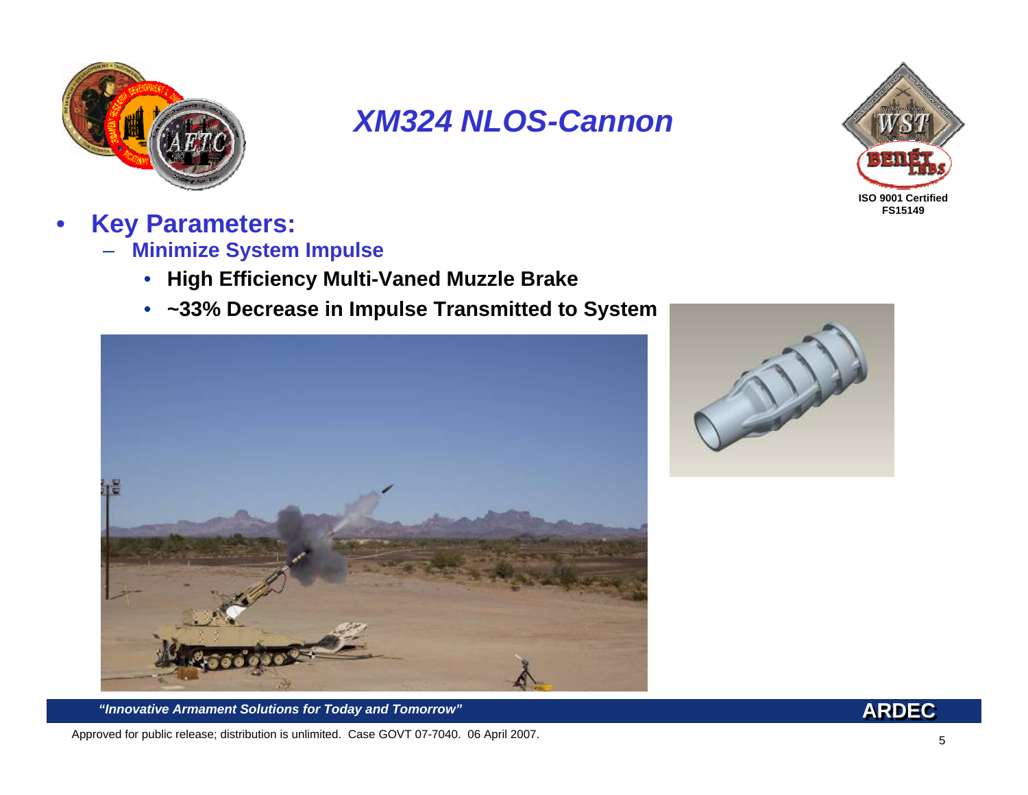# *XM324 NLOS-Cannon*

- **Key Parameters:**
  - **Minimize System Impulse**
    - **High Efficiency Multi-Vaned Muzzle Brake**
    - **~33% Decrease in Impulse Transmitted to System**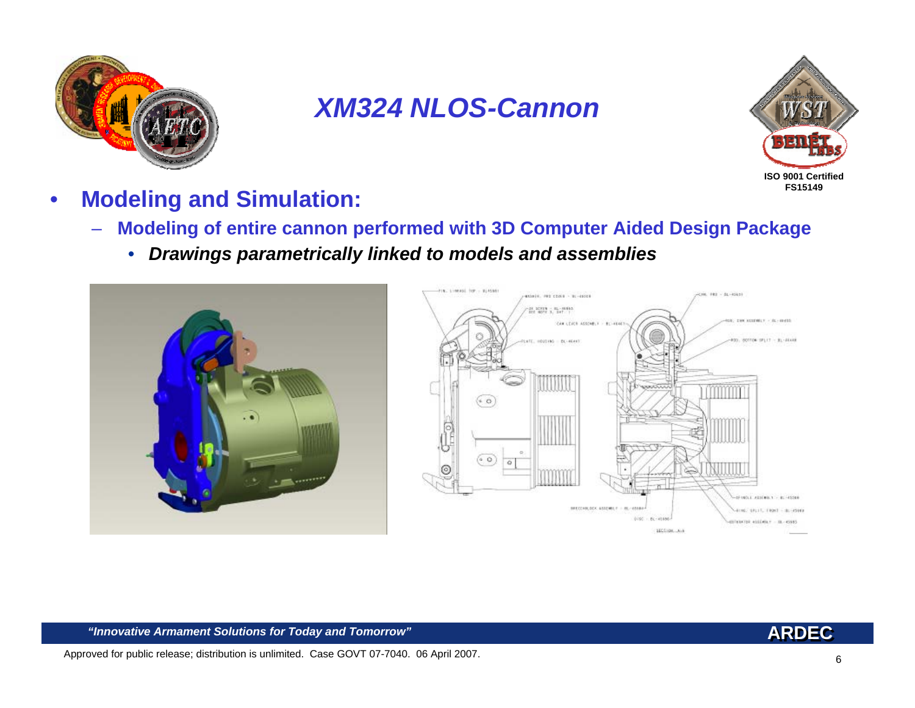# XM324 NLOS-Cannon

- **Modeling and Simulation:**
  - **Modeling of entire cannon performed with 3D Computer Aided Design Package**
    - ***Drawings parametrically linked to models and assemblies***

*"Innovative Armament Solutions for Today and Tomorrow"*

Approved for public release; distribution is unlimited. Case GOVT 07-7040. 06 April 2007.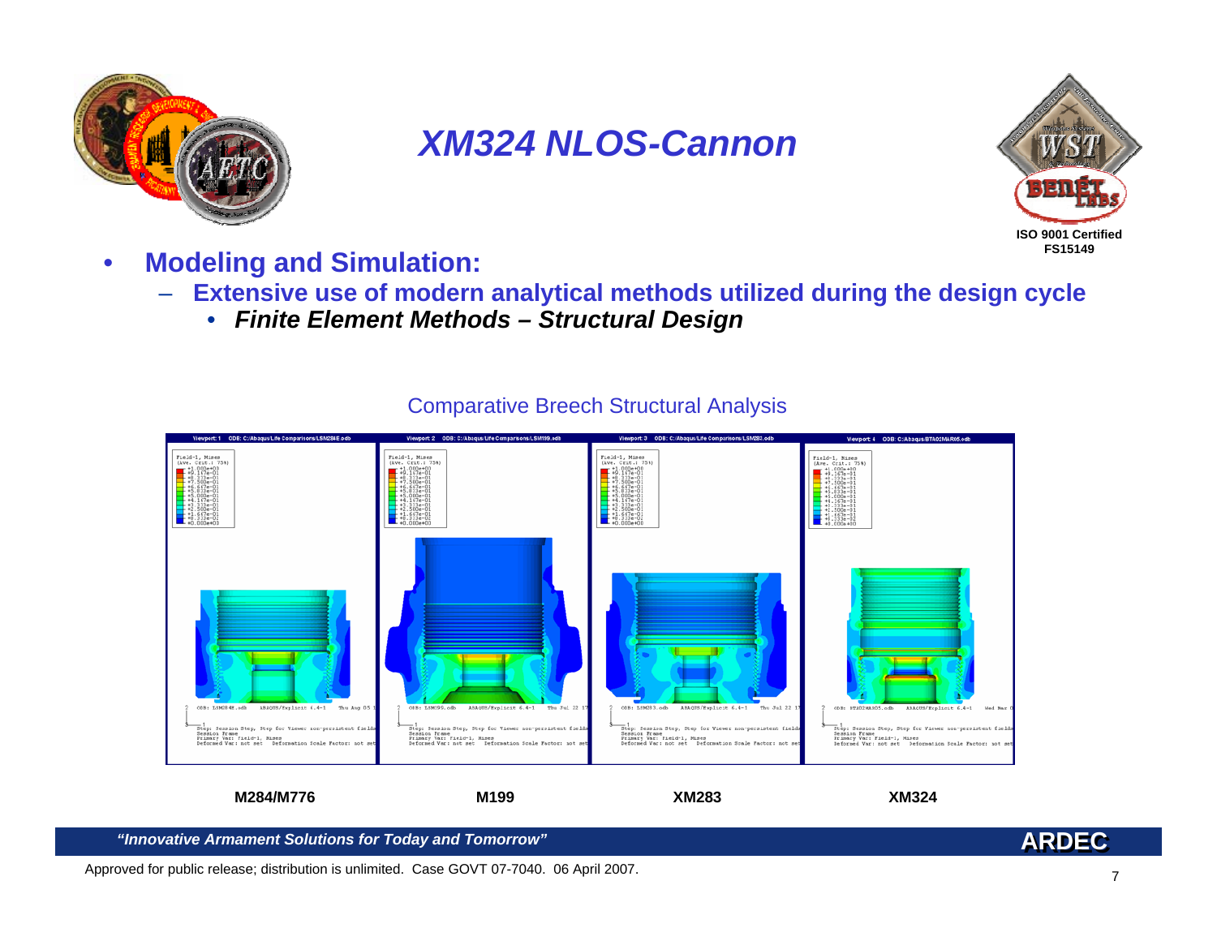# XM324 NLOS-Cannon

ISO 9001 Certified
FS15149

- **Modeling and Simulation:**
  - **Extensive use of modern analytical methods utilized during the design cycle**
    - ***Finite Element Methods – Structural Design***

Comparative Breech Structural Analysis

**M284/M776** **M199** **XM283** **XM324**

***"Innovative Armament Solutions for Today and Tomorrow"*** **ARDEC**

Approved for public release; distribution is unlimited. Case GOVT 07-7040. 06 April 2007.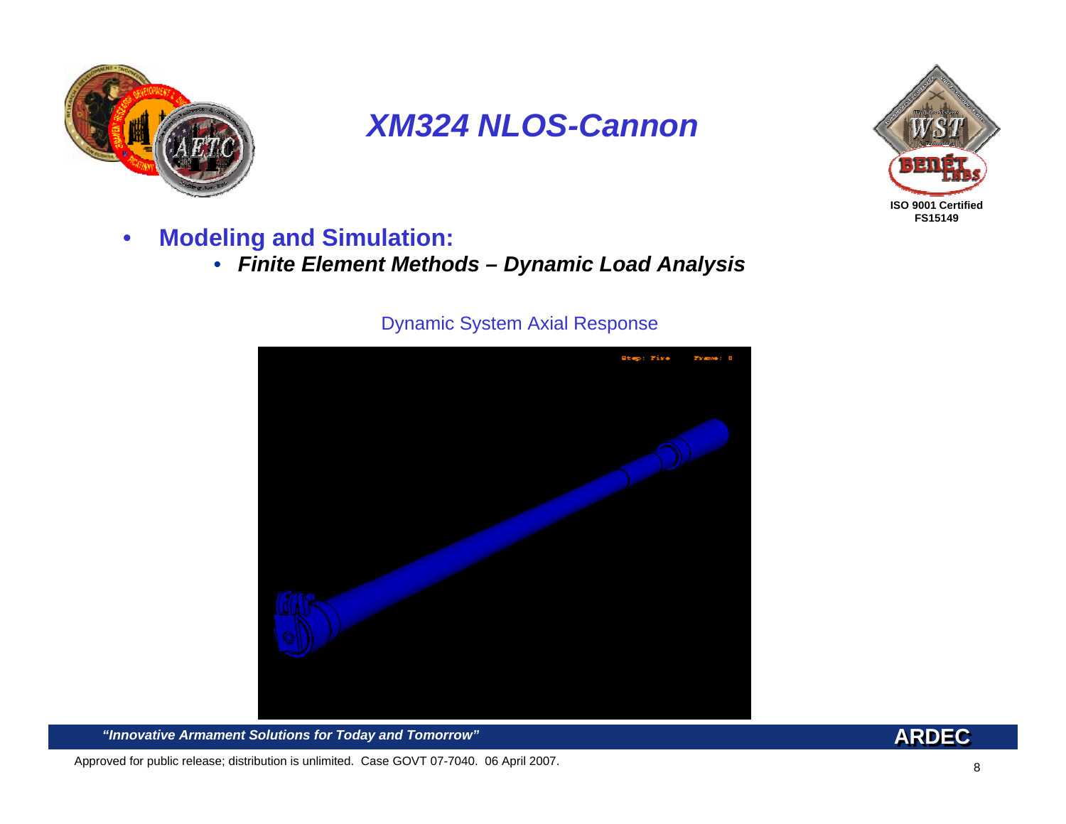# XM324 NLOS-Cannon

- **Modeling and Simulation:**
  - ***Finite Element Methods – Dynamic Load Analysis***

Dynamic System Axial Response

*"Innovative Armament Solutions for Today and Tomorrow"*

Approved for public release; distribution is unlimited. Case GOVT 07-7040. 06 April 2007.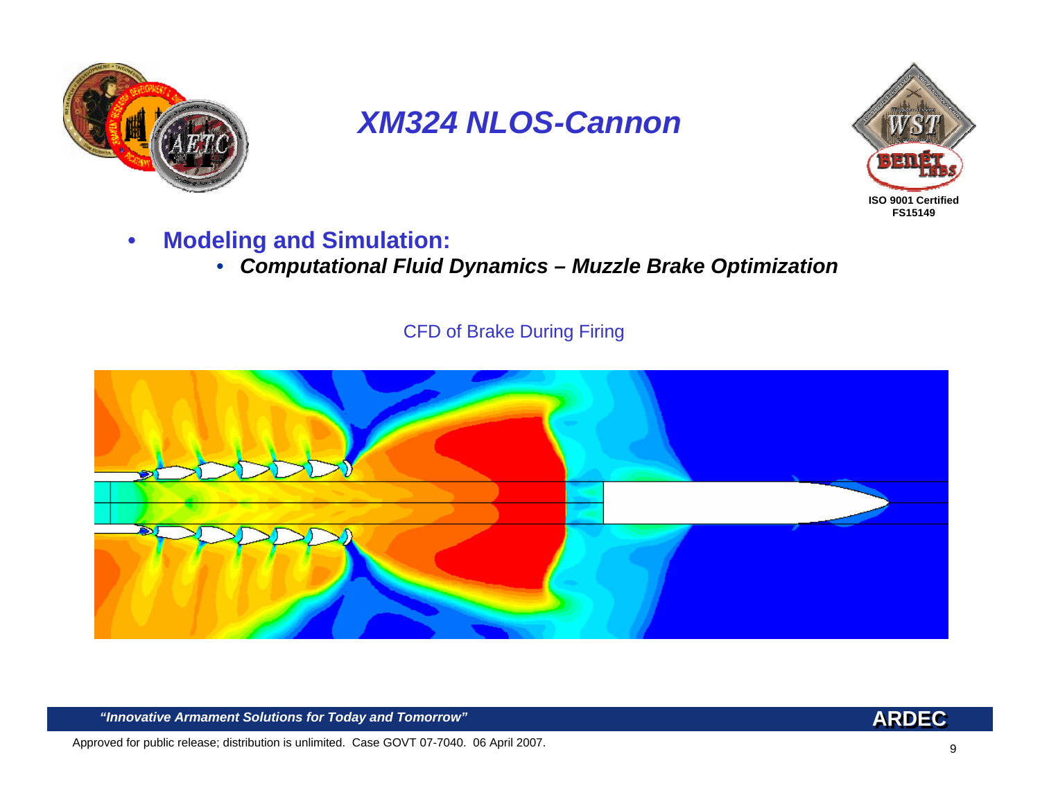# XM324 NLOS-Cannon

- **Modeling and Simulation:**
  - ***Computational Fluid Dynamics – Muzzle Brake Optimization***

CFD of Brake During Firing

*"Innovative Armament Solutions for Today and Tomorrow"*

Approved for public release; distribution is unlimited. Case GOVT 07-7040. 06 April 2007.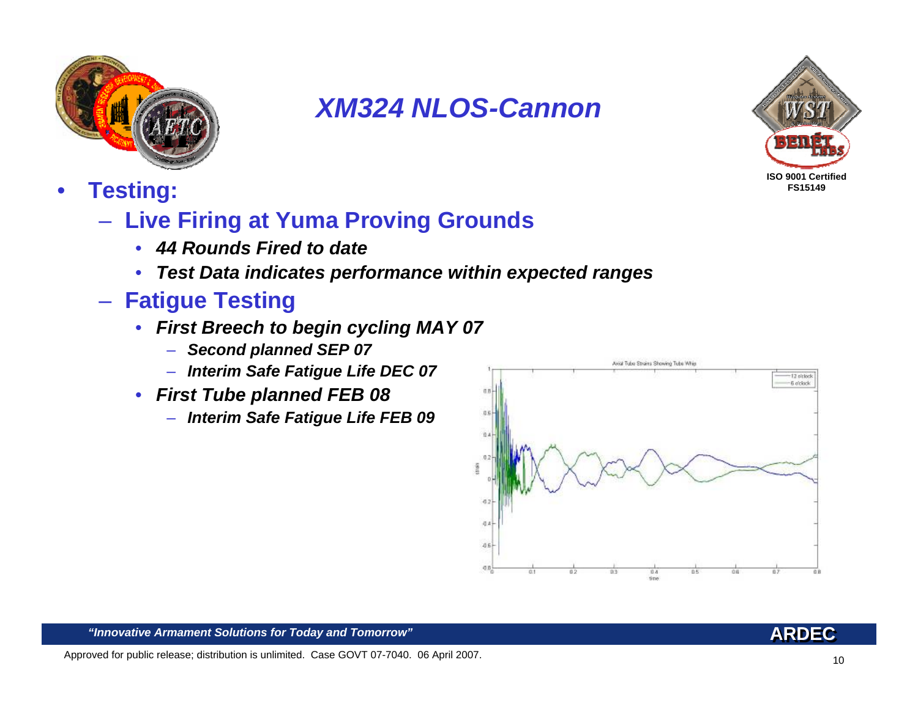# XM324 NLOS-Cannon

- **Testing:**
  - **Live Firing at Yuma Proving Grounds**
    - ***44 Rounds Fired to date***
    - ***Test Data indicates performance within expected ranges***
  - **Fatigue Testing**
    - ***First Breech to begin cycling MAY 07***
      - ***Second planned SEP 07***
      - ***Interim Safe Fatigue Life DEC 07***
    - ***First Tube planned FEB 08***
      - ***Interim Safe Fatigue Life FEB 09***

*"Innovative Armament Solutions for Today and Tomorrow"*

Approved for public release; distribution is unlimited. Case GOVT 07-7040. 06 April 2007.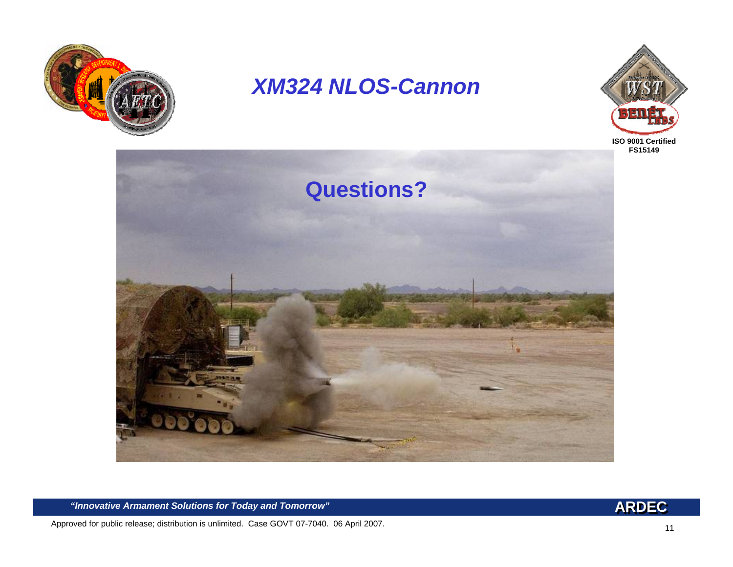# XM324 NLOS-Cannon

ISO 9001 Certified
FS15149

## Questions?

*"Innovative Armament Solutions for Today and Tomorrow"*

**ARDEC**

Approved for public release; distribution is unlimited. Case GOVT 07-7040. 06 April 2007.